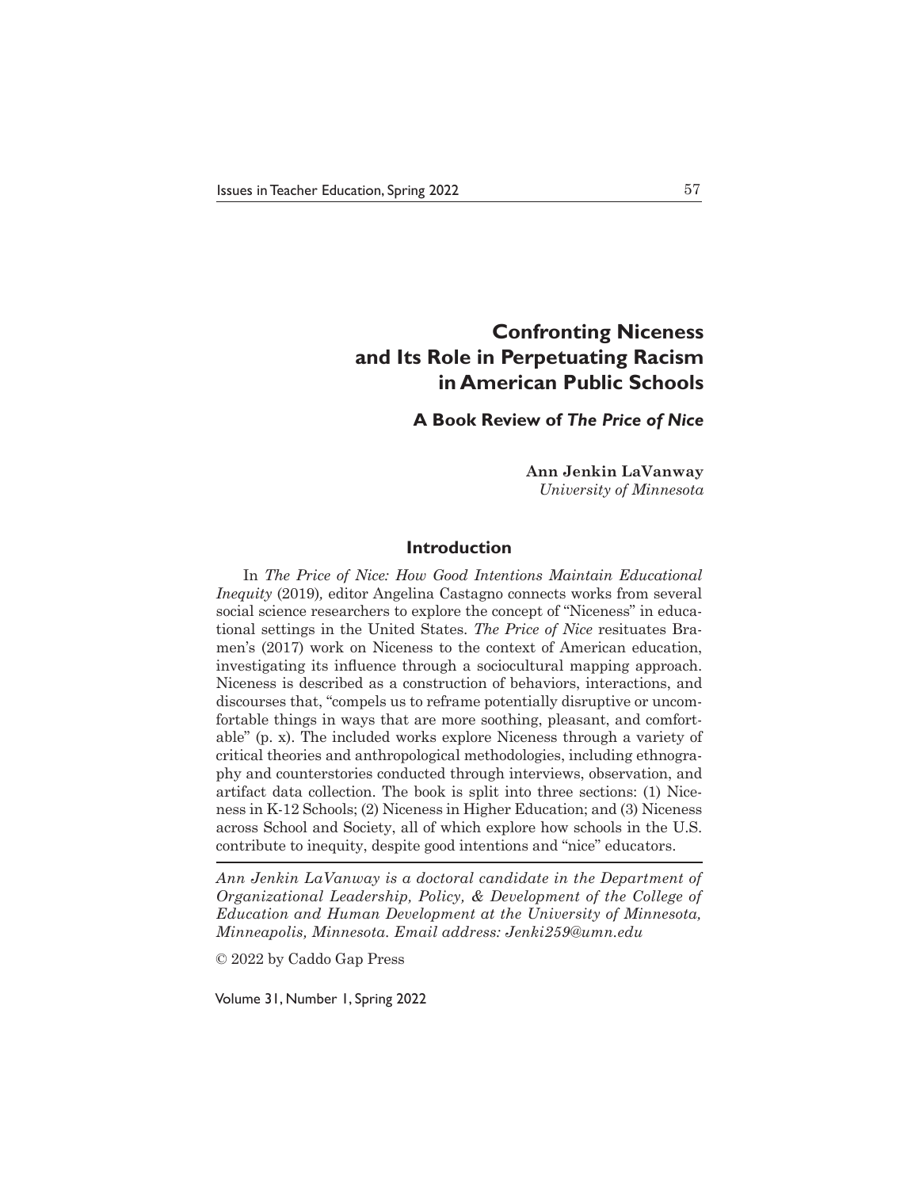# Confronting Niceness and Its Role in Perpetuating Racism in American Public Schools

## A Book Review of *The Price of Nice*

**Ann Jenkin LaVanway**
*University of Minnesota*

### Introduction

In *The Price of Nice: How Good Intentions Maintain Educational Inequity* (2019), editor Angelina Castagno connects works from several social science researchers to explore the concept of "Niceness" in educational settings in the United States. *The Price of Nice* resituates Bramen's (2017) work on Niceness to the context of American education, investigating its influence through a sociocultural mapping approach. Niceness is described as a construction of behaviors, interactions, and discourses that, "compels us to reframe potentially disruptive or uncomfortable things in ways that are more soothing, pleasant, and comfortable" (p. x). The included works explore Niceness through a variety of critical theories and anthropological methodologies, including ethnography and counterstories conducted through interviews, observation, and artifact data collection. The book is split into three sections: (1) Niceness in K-12 Schools; (2) Niceness in Higher Education; and (3) Niceness across School and Society, all of which explore how schools in the U.S. contribute to inequity, despite good intentions and "nice" educators.

---

*Ann Jenkin LaVanway is a doctoral candidate in the Department of Organizational Leadership, Policy, & Development of the College of Education and Human Development at the University of Minnesota, Minneapolis, Minnesota. Email address: Jenki259@umn.edu*

© 2022 by Caddo Gap Press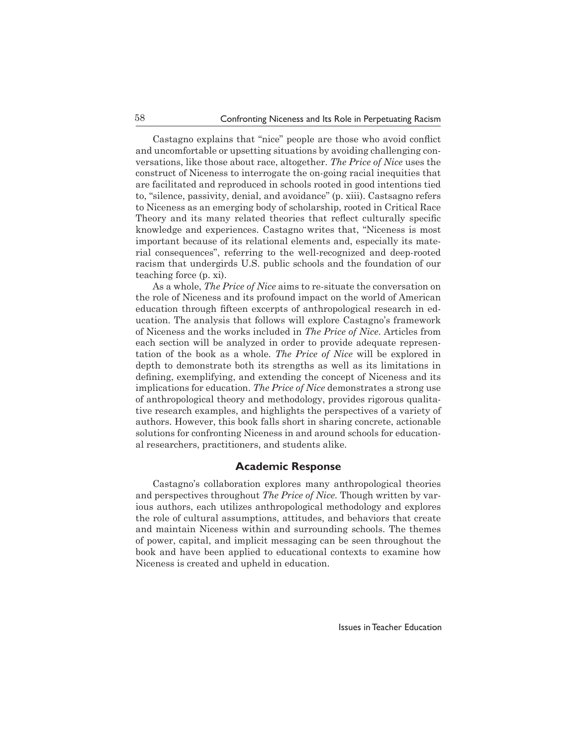Castagno explains that "nice" people are those who avoid conflict and uncomfortable or upsetting situations by avoiding challenging conversations, like those about race, altogether. *The Price of Nice* uses the construct of Niceness to interrogate the on-going racial inequities that are facilitated and reproduced in schools rooted in good intentions tied to, "silence, passivity, denial, and avoidance" (p. xiii). Castsagno refers to Niceness as an emerging body of scholarship, rooted in Critical Race Theory and its many related theories that reflect culturally specific knowledge and experiences. Castagno writes that, "Niceness is most important because of its relational elements and, especially its material consequences", referring to the well-recognized and deep-rooted racism that undergirds U.S. public schools and the foundation of our teaching force (p. xi).

As a whole, *The Price of Nice* aims to re-situate the conversation on the role of Niceness and its profound impact on the world of American education through fifteen excerpts of anthropological research in education. The analysis that follows will explore Castagno's framework of Niceness and the works included in *The Price of Nice*. Articles from each section will be analyzed in order to provide adequate representation of the book as a whole. *The Price of Nice* will be explored in depth to demonstrate both its strengths as well as its limitations in defining, exemplifying, and extending the concept of Niceness and its implications for education. *The Price of Nice* demonstrates a strong use of anthropological theory and methodology, provides rigorous qualitative research examples, and highlights the perspectives of a variety of authors. However, this book falls short in sharing concrete, actionable solutions for confronting Niceness in and around schools for educational researchers, practitioners, and students alike.

## Academic Response

Castagno's collaboration explores many anthropological theories and perspectives throughout *The Price of Nice*. Though written by various authors, each utilizes anthropological methodology and explores the role of cultural assumptions, attitudes, and behaviors that create and maintain Niceness within and surrounding schools. The themes of power, capital, and implicit messaging can be seen throughout the book and have been applied to educational contexts to examine how Niceness is created and upheld in education.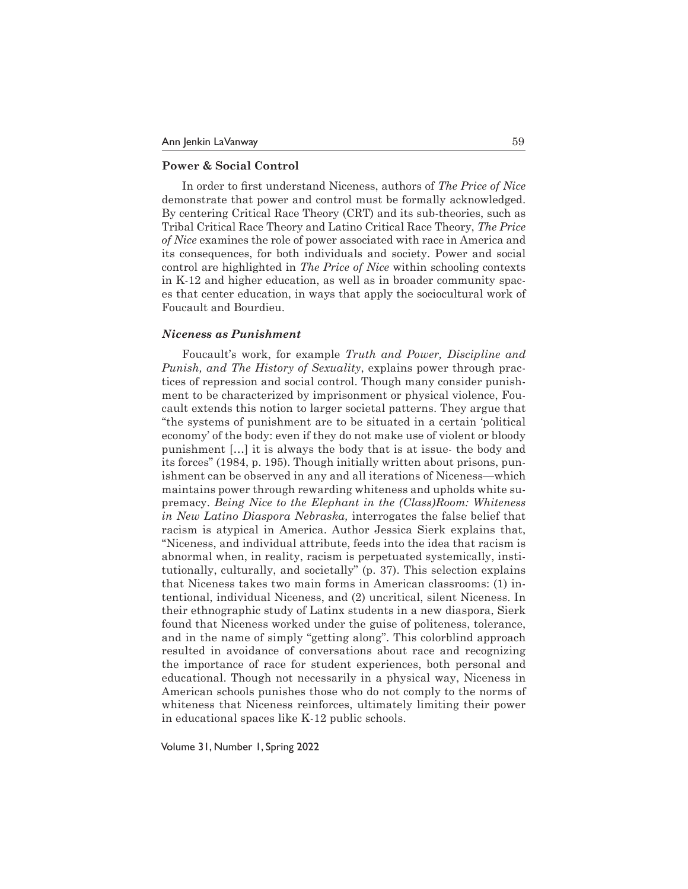## Power & Social Control

In order to first understand Niceness, authors of *The Price of Nice* demonstrate that power and control must be formally acknowledged. By centering Critical Race Theory (CRT) and its sub-theories, such as Tribal Critical Race Theory and Latino Critical Race Theory, *The Price of Nice* examines the role of power associated with race in America and its consequences, for both individuals and society. Power and social control are highlighted in *The Price of Nice* within schooling contexts in K-12 and higher education, as well as in broader community spaces that center education, in ways that apply the sociocultural work of Foucault and Bourdieu.

### *Niceness as Punishment*

Foucault's work, for example *Truth and Power, Discipline and Punish, and The History of Sexuality*, explains power through practices of repression and social control. Though many consider punishment to be characterized by imprisonment or physical violence, Foucault extends this notion to larger societal patterns. They argue that "the systems of punishment are to be situated in a certain 'political economy' of the body: even if they do not make use of violent or bloody punishment [...] it is always the body that is at issue- the body and its forces" (1984, p. 195). Though initially written about prisons, punishment can be observed in any and all iterations of Niceness—which maintains power through rewarding whiteness and upholds white supremacy. *Being Nice to the Elephant in the (Class)Room: Whiteness in New Latino Diaspora Nebraska,* interrogates the false belief that racism is atypical in America. Author Jessica Sierk explains that, "Niceness, and individual attribute, feeds into the idea that racism is abnormal when, in reality, racism is perpetuated systemically, institutionally, culturally, and societally" (p. 37). This selection explains that Niceness takes two main forms in American classrooms: (1) intentional, individual Niceness, and (2) uncritical, silent Niceness. In their ethnographic study of Latinx students in a new diaspora, Sierk found that Niceness worked under the guise of politeness, tolerance, and in the name of simply "getting along". This colorblind approach resulted in avoidance of conversations about race and recognizing the importance of race for student experiences, both personal and educational. Though not necessarily in a physical way, Niceness in American schools punishes those who do not comply to the norms of whiteness that Niceness reinforces, ultimately limiting their power in educational spaces like K-12 public schools.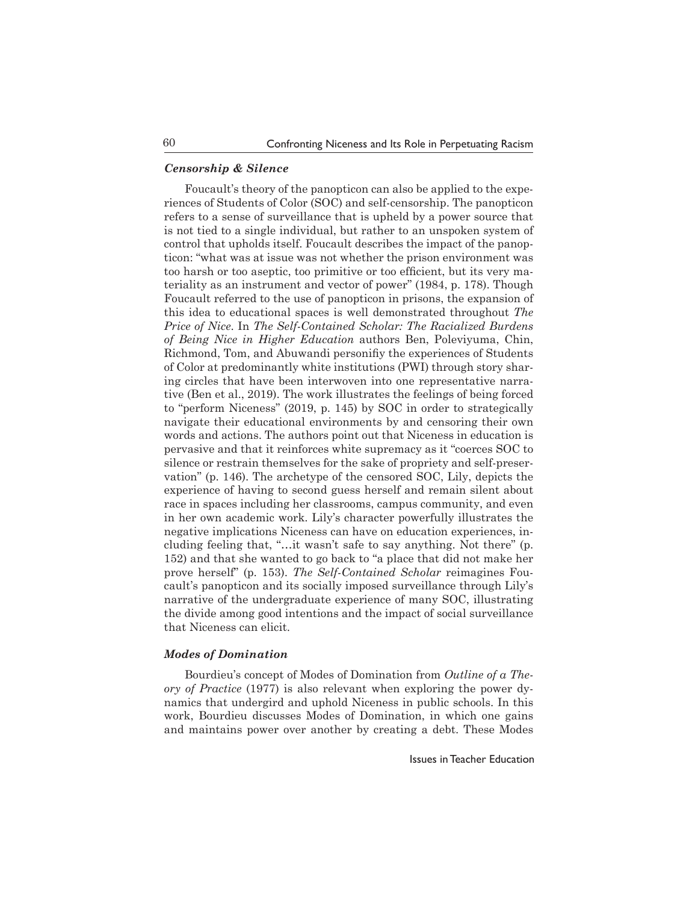### *Censorship & Silence*

Foucault's theory of the panopticon can also be applied to the experiences of Students of Color (SOC) and self-censorship. The panopticon refers to a sense of surveillance that is upheld by a power source that is not tied to a single individual, but rather to an unspoken system of control that upholds itself. Foucault describes the impact of the panopticon: "what was at issue was not whether the prison environment was too harsh or too aseptic, too primitive or too efficient, but its very materiality as an instrument and vector of power" (1984, p. 178). Though Foucault referred to the use of panopticon in prisons, the expansion of this idea to educational spaces is well demonstrated throughout *The Price of Nice*. In *The Self-Contained Scholar: The Racialized Burdens of Being Nice in Higher Education* authors Ben, Poleviyuma, Chin, Richmond, Tom, and Abuwandi personifiy the experiences of Students of Color at predominantly white institutions (PWI) through story sharing circles that have been interwoven into one representative narrative (Ben et al., 2019). The work illustrates the feelings of being forced to "perform Niceness" (2019, p. 145) by SOC in order to strategically navigate their educational environments by and censoring their own words and actions. The authors point out that Niceness in education is pervasive and that it reinforces white supremacy as it "coerces SOC to silence or restrain themselves for the sake of propriety and self-preservation" (p. 146). The archetype of the censored SOC, Lily, depicts the experience of having to second guess herself and remain silent about race in spaces including her classrooms, campus community, and even in her own academic work. Lily's character powerfully illustrates the negative implications Niceness can have on education experiences, including feeling that, "…it wasn't safe to say anything. Not there" (p. 152) and that she wanted to go back to "a place that did not make her prove herself" (p. 153). *The Self-Contained Scholar* reimagines Foucault's panopticon and its socially imposed surveillance through Lily's narrative of the undergraduate experience of many SOC, illustrating the divide among good intentions and the impact of social surveillance that Niceness can elicit.

### *Modes of Domination*

Bourdieu's concept of Modes of Domination from *Outline of a Theory of Practice* (1977) is also relevant when exploring the power dynamics that undergird and uphold Niceness in public schools. In this work, Bourdieu discusses Modes of Domination, in which one gains and maintains power over another by creating a debt. These Modes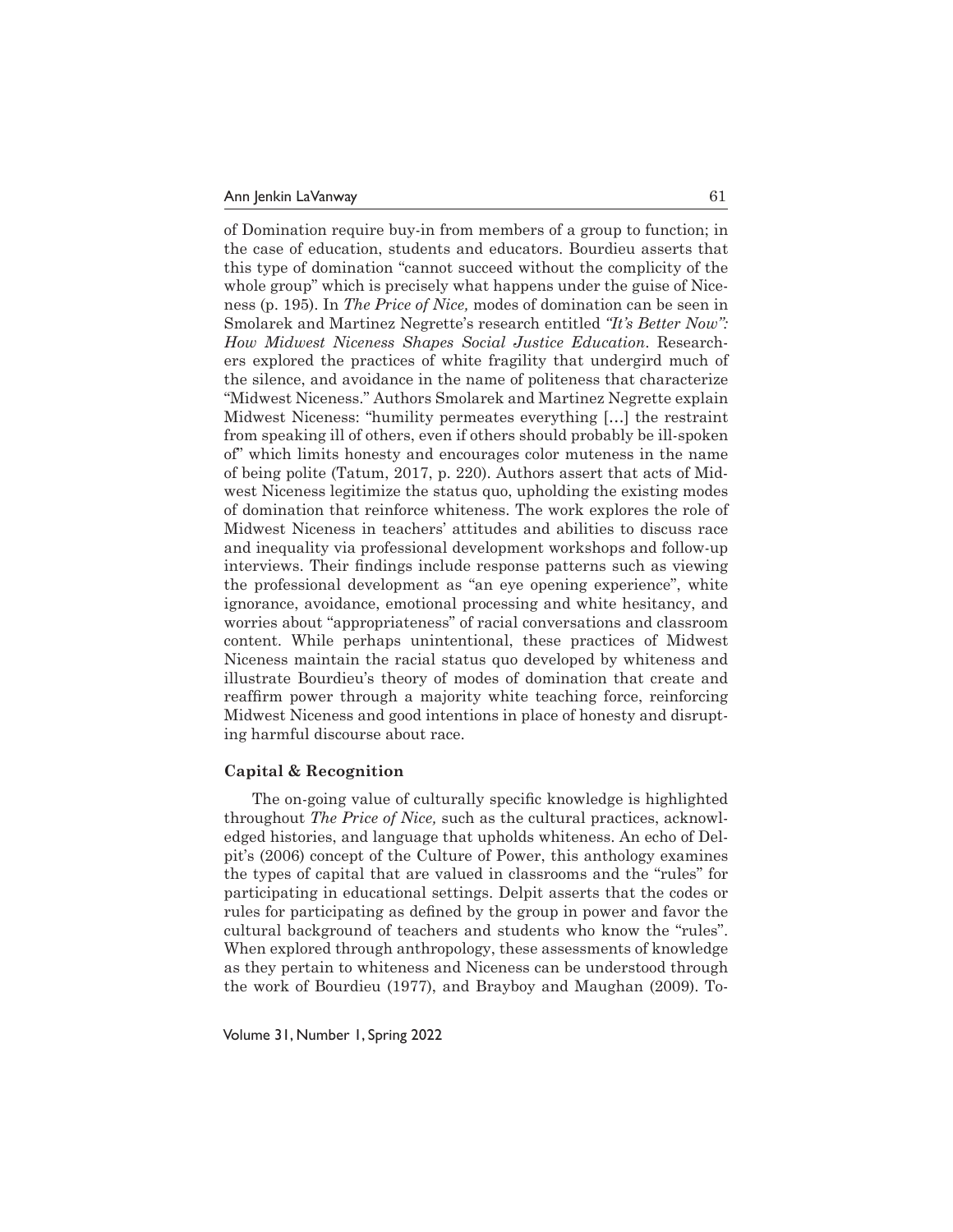of Domination require buy-in from members of a group to function; in the case of education, students and educators. Bourdieu asserts that this type of domination "cannot succeed without the complicity of the whole group" which is precisely what happens under the guise of Niceness (p. 195). In *The Price of Nice,* modes of domination can be seen in Smolarek and Martinez Negrette's research entitled *"It's Better Now": How Midwest Niceness Shapes Social Justice Education*. Researchers explored the practices of white fragility that undergird much of the silence, and avoidance in the name of politeness that characterize "Midwest Niceness." Authors Smolarek and Martinez Negrette explain Midwest Niceness: "humility permeates everything […] the restraint from speaking ill of others, even if others should probably be ill-spoken of" which limits honesty and encourages color muteness in the name of being polite (Tatum, 2017, p. 220). Authors assert that acts of Midwest Niceness legitimize the status quo, upholding the existing modes of domination that reinforce whiteness. The work explores the role of Midwest Niceness in teachers' attitudes and abilities to discuss race and inequality via professional development workshops and follow-up interviews. Their findings include response patterns such as viewing the professional development as "an eye opening experience", white ignorance, avoidance, emotional processing and white hesitancy, and worries about "appropriateness" of racial conversations and classroom content. While perhaps unintentional, these practices of Midwest Niceness maintain the racial status quo developed by whiteness and illustrate Bourdieu's theory of modes of domination that create and reaffirm power through a majority white teaching force, reinforcing Midwest Niceness and good intentions in place of honesty and disrupting harmful discourse about race.

### Capital & Recognition

The on-going value of culturally specific knowledge is highlighted throughout *The Price of Nice,* such as the cultural practices, acknowledged histories, and language that upholds whiteness. An echo of Delpit's (2006) concept of the Culture of Power, this anthology examines the types of capital that are valued in classrooms and the "rules" for participating in educational settings. Delpit asserts that the codes or rules for participating as defined by the group in power and favor the cultural background of teachers and students who know the "rules". When explored through anthropology, these assessments of knowledge as they pertain to whiteness and Niceness can be understood through the work of Bourdieu (1977), and Brayboy and Maughan (2009). To-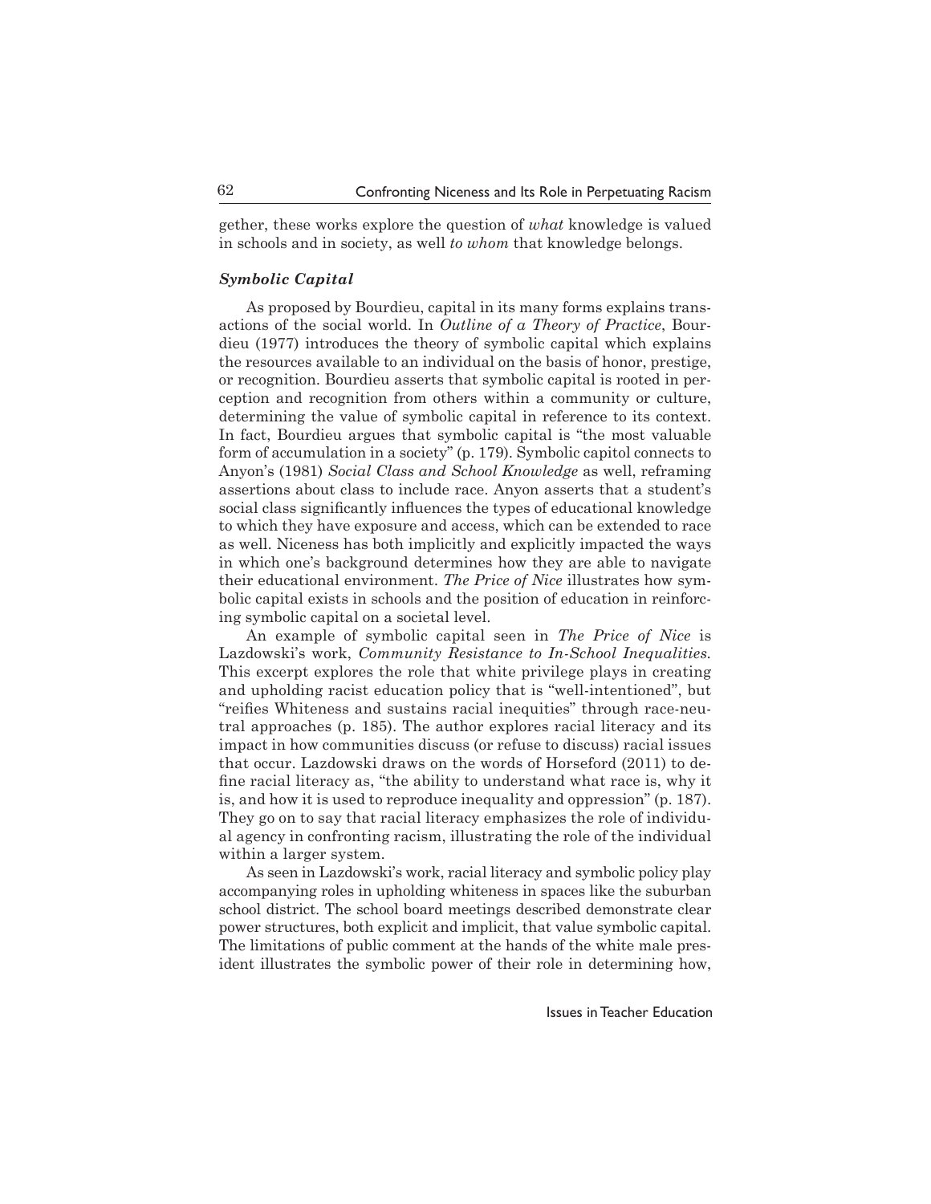gether, these works explore the question of *what* knowledge is valued in schools and in society, as well *to whom* that knowledge belongs.

### *Symbolic Capital*

As proposed by Bourdieu, capital in its many forms explains transactions of the social world. In *Outline of a Theory of Practice*, Bourdieu (1977) introduces the theory of symbolic capital which explains the resources available to an individual on the basis of honor, prestige, or recognition. Bourdieu asserts that symbolic capital is rooted in perception and recognition from others within a community or culture, determining the value of symbolic capital in reference to its context. In fact, Bourdieu argues that symbolic capital is "the most valuable form of accumulation in a society" (p. 179). Symbolic capitol connects to Anyon's (1981) *Social Class and School Knowledge* as well, reframing assertions about class to include race. Anyon asserts that a student's social class significantly influences the types of educational knowledge to which they have exposure and access, which can be extended to race as well. Niceness has both implicitly and explicitly impacted the ways in which one's background determines how they are able to navigate their educational environment. *The Price of Nice* illustrates how symbolic capital exists in schools and the position of education in reinforcing symbolic capital on a societal level.

An example of symbolic capital seen in *The Price of Nice* is Lazdowski's work, *Community Resistance to In-School Inequalities.* This excerpt explores the role that white privilege plays in creating and upholding racist education policy that is "well-intentioned", but "reifies Whiteness and sustains racial inequities" through race-neutral approaches (p. 185). The author explores racial literacy and its impact in how communities discuss (or refuse to discuss) racial issues that occur. Lazdowski draws on the words of Horseford (2011) to define racial literacy as, "the ability to understand what race is, why it is, and how it is used to reproduce inequality and oppression" (p. 187). They go on to say that racial literacy emphasizes the role of individual agency in confronting racism, illustrating the role of the individual within a larger system.

As seen in Lazdowski's work, racial literacy and symbolic policy play accompanying roles in upholding whiteness in spaces like the suburban school district. The school board meetings described demonstrate clear power structures, both explicit and implicit, that value symbolic capital. The limitations of public comment at the hands of the white male president illustrates the symbolic power of their role in determining how,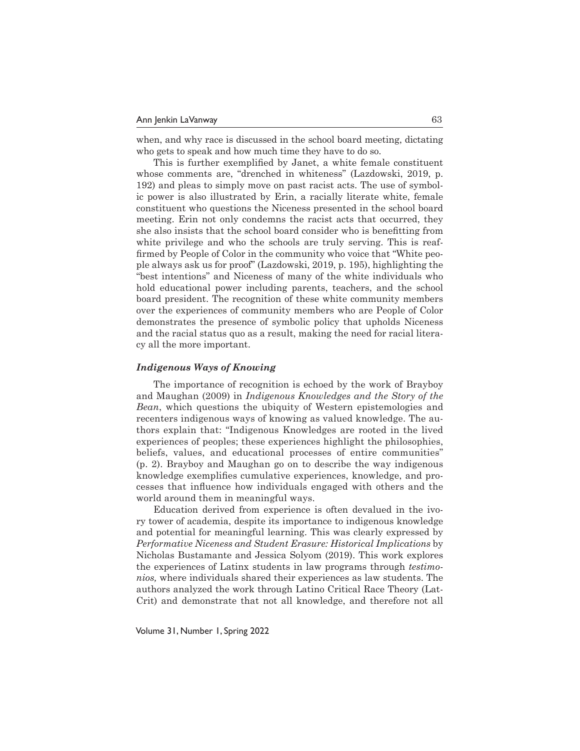when, and why race is discussed in the school board meeting, dictating who gets to speak and how much time they have to do so.

This is further exemplified by Janet, a white female constituent whose comments are, "drenched in whiteness" (Lazdowski, 2019, p. 192) and pleas to simply move on past racist acts. The use of symbolic power is also illustrated by Erin, a racially literate white, female constituent who questions the Niceness presented in the school board meeting. Erin not only condemns the racist acts that occurred, they she also insists that the school board consider who is benefitting from white privilege and who the schools are truly serving. This is reaffirmed by People of Color in the community who voice that "White people always ask us for proof" (Lazdowski, 2019, p. 195), highlighting the "best intentions" and Niceness of many of the white individuals who hold educational power including parents, teachers, and the school board president. The recognition of these white community members over the experiences of community members who are People of Color demonstrates the presence of symbolic policy that upholds Niceness and the racial status quo as a result, making the need for racial literacy all the more important.

### *Indigenous Ways of Knowing*

The importance of recognition is echoed by the work of Brayboy and Maughan (2009) in *Indigenous Knowledges and the Story of the Bean*, which questions the ubiquity of Western epistemologies and recenters indigenous ways of knowing as valued knowledge. The authors explain that: "Indigenous Knowledges are rooted in the lived experiences of peoples; these experiences highlight the philosophies, beliefs, values, and educational processes of entire communities" (p. 2). Brayboy and Maughan go on to describe the way indigenous knowledge exemplifies cumulative experiences, knowledge, and processes that influence how individuals engaged with others and the world around them in meaningful ways.

Education derived from experience is often devalued in the ivory tower of academia, despite its importance to indigenous knowledge and potential for meaningful learning. This was clearly expressed by *Performative Niceness and Student Erasure: Historical Implications* by Nicholas Bustamante and Jessica Solyom (2019). This work explores the experiences of Latinx students in law programs through *testimonios,* where individuals shared their experiences as law students. The authors analyzed the work through Latino Critical Race Theory (LatCrit) and demonstrate that not all knowledge, and therefore not all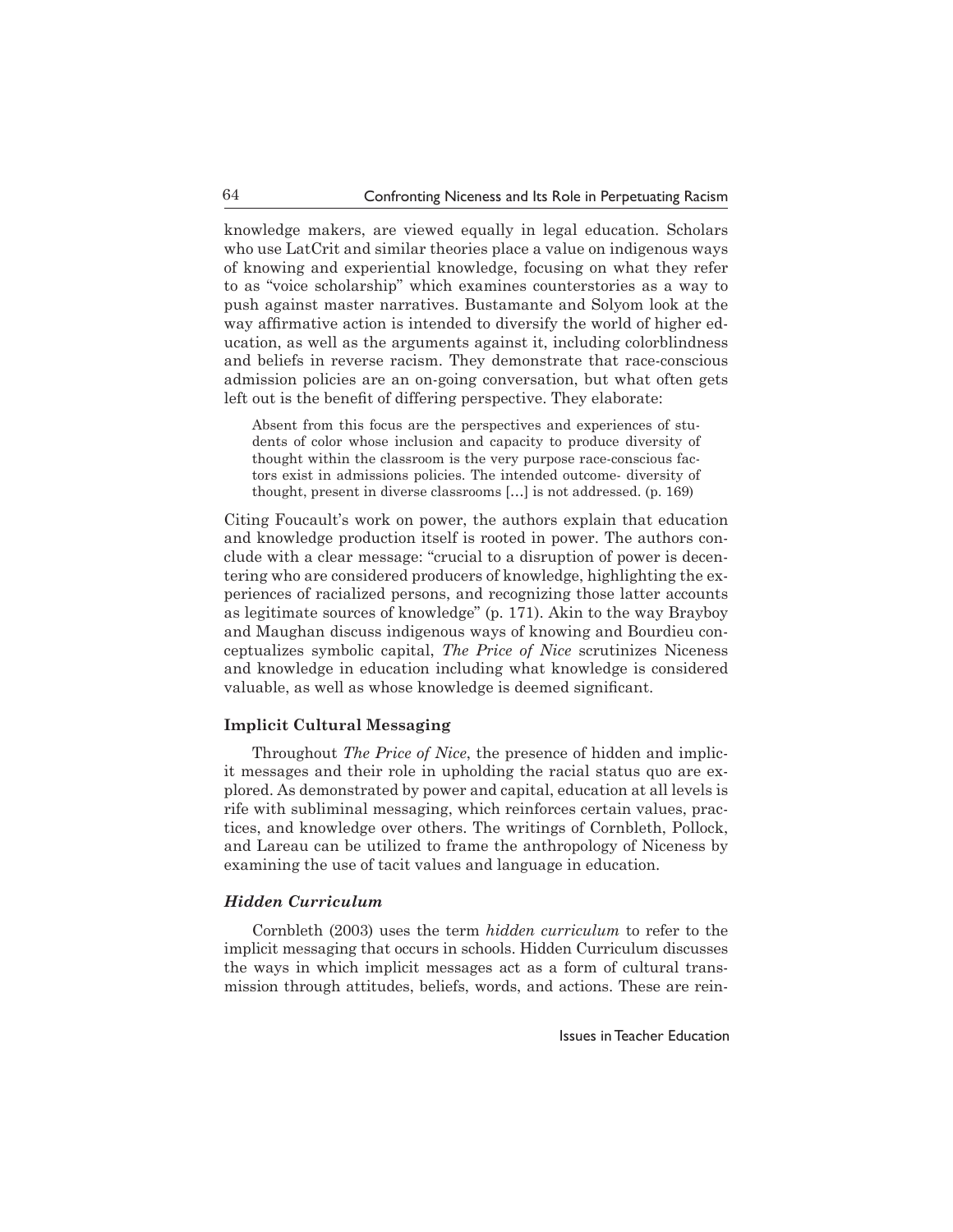knowledge makers, are viewed equally in legal education. Scholars who use LatCrit and similar theories place a value on indigenous ways of knowing and experiential knowledge, focusing on what they refer to as "voice scholarship" which examines counterstories as a way to push against master narratives. Bustamante and Solyom look at the way affirmative action is intended to diversify the world of higher education, as well as the arguments against it, including colorblindness and beliefs in reverse racism. They demonstrate that race-conscious admission policies are an on-going conversation, but what often gets left out is the benefit of differing perspective. They elaborate:

> Absent from this focus are the perspectives and experiences of students of color whose inclusion and capacity to produce diversity of thought within the classroom is the very purpose race-conscious factors exist in admissions policies. The intended outcome- diversity of thought, present in diverse classrooms […] is not addressed. (p. 169)

Citing Foucault's work on power, the authors explain that education and knowledge production itself is rooted in power. The authors conclude with a clear message: "crucial to a disruption of power is decentering who are considered producers of knowledge, highlighting the experiences of racialized persons, and recognizing those latter accounts as legitimate sources of knowledge" (p. 171). Akin to the way Brayboy and Maughan discuss indigenous ways of knowing and Bourdieu conceptualizes symbolic capital, *The Price of Nice* scrutinizes Niceness and knowledge in education including what knowledge is considered valuable, as well as whose knowledge is deemed significant.

### Implicit Cultural Messaging

Throughout *The Price of Nice*, the presence of hidden and implicit messages and their role in upholding the racial status quo are explored. As demonstrated by power and capital, education at all levels is rife with subliminal messaging, which reinforces certain values, practices, and knowledge over others. The writings of Cornbleth, Pollock, and Lareau can be utilized to frame the anthropology of Niceness by examining the use of tacit values and language in education.

#### *Hidden Curriculum*

Cornbleth (2003) uses the term *hidden curriculum* to refer to the implicit messaging that occurs in schools. Hidden Curriculum discusses the ways in which implicit messages act as a form of cultural transmission through attitudes, beliefs, words, and actions. These are rein-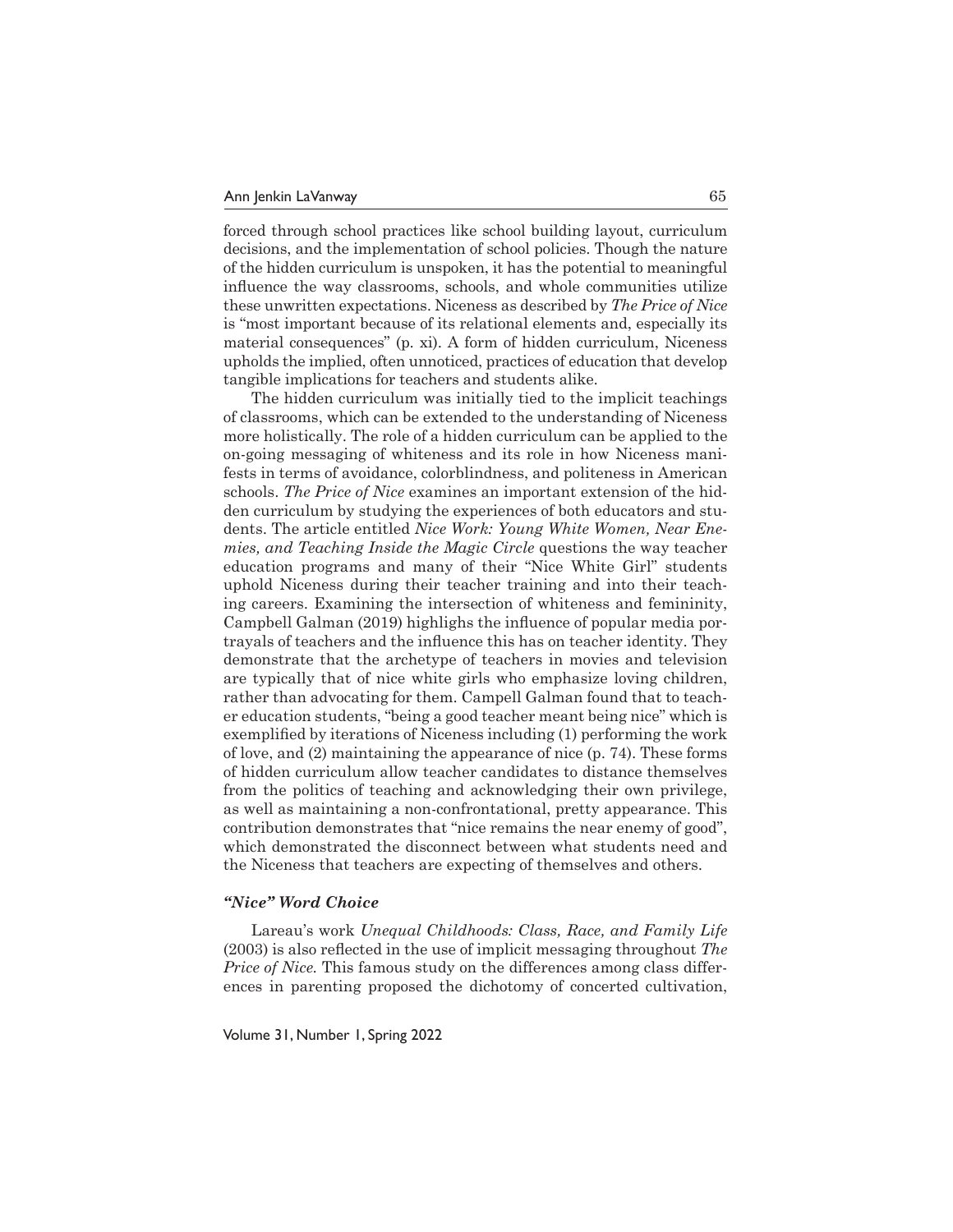forced through school practices like school building layout, curriculum decisions, and the implementation of school policies. Though the nature of the hidden curriculum is unspoken, it has the potential to meaningful influence the way classrooms, schools, and whole communities utilize these unwritten expectations. Niceness as described by *The Price of Nice* is "most important because of its relational elements and, especially its material consequences" (p. xi). A form of hidden curriculum, Niceness upholds the implied, often unnoticed, practices of education that develop tangible implications for teachers and students alike.

The hidden curriculum was initially tied to the implicit teachings of classrooms, which can be extended to the understanding of Niceness more holistically. The role of a hidden curriculum can be applied to the on-going messaging of whiteness and its role in how Niceness manifests in terms of avoidance, colorblindness, and politeness in American schools. *The Price of Nice* examines an important extension of the hidden curriculum by studying the experiences of both educators and students. The article entitled *Nice Work: Young White Women, Near Enemies, and Teaching Inside the Magic Circle* questions the way teacher education programs and many of their "Nice White Girl" students uphold Niceness during their teacher training and into their teaching careers. Examining the intersection of whiteness and femininity, Campbell Galman (2019) highlighs the influence of popular media portrayals of teachers and the influence this has on teacher identity. They demonstrate that the archetype of teachers in movies and television are typically that of nice white girls who emphasize loving children, rather than advocating for them. Campbell Galman found that to teacher education students, "being a good teacher meant being nice" which is exemplified by iterations of Niceness including (1) performing the work of love, and (2) maintaining the appearance of nice (p. 74). These forms of hidden curriculum allow teacher candidates to distance themselves from the politics of teaching and acknowledging their own privilege, as well as maintaining a non-confrontational, pretty appearance. This contribution demonstrates that "nice remains the near enemy of good", which demonstrated the disconnect between what students need and the Niceness that teachers are expecting of themselves and others.

### *"Nice" Word Choice*

Lareau's work *Unequal Childhoods: Class, Race, and Family Life* (2003) is also reflected in the use of implicit messaging throughout *The Price of Nice.* This famous study on the differences among class differences in parenting proposed the dichotomy of concerted cultivation,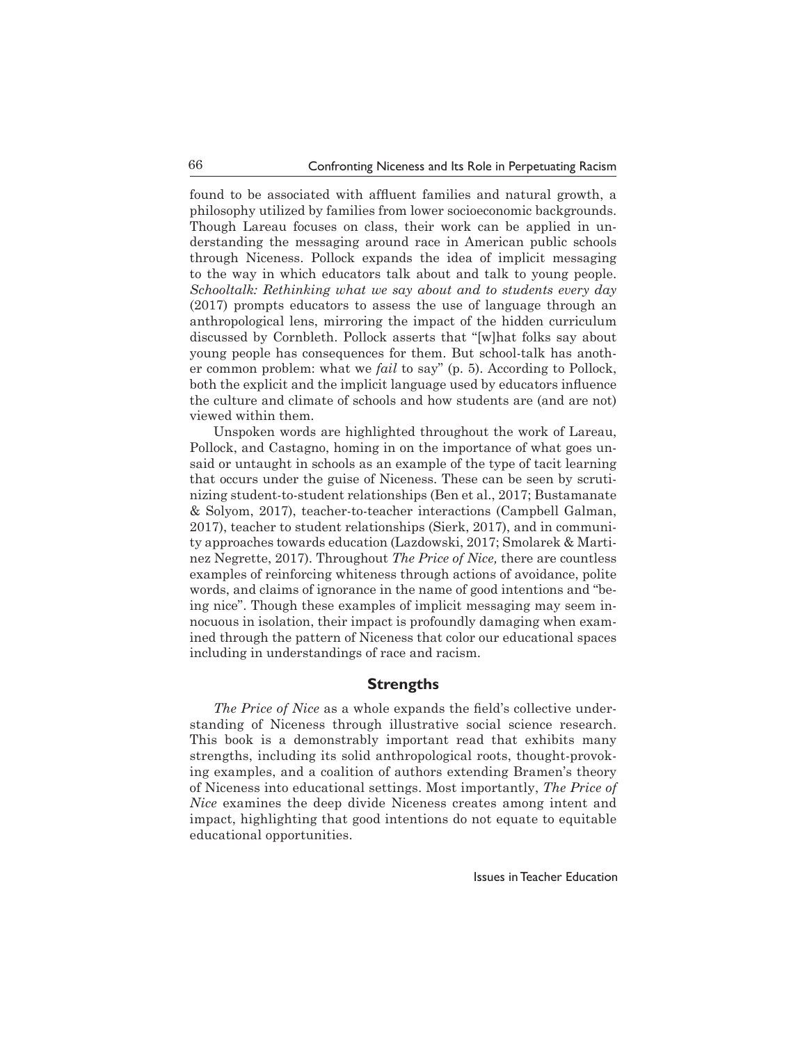found to be associated with affluent families and natural growth, a philosophy utilized by families from lower socioeconomic backgrounds. Though Lareau focuses on class, their work can be applied in understanding the messaging around race in American public schools through Niceness. Pollock expands the idea of implicit messaging to the way in which educators talk about and talk to young people. *Schooltalk: Rethinking what we say about and to students every day* (2017) prompts educators to assess the use of language through an anthropological lens, mirroring the impact of the hidden curriculum discussed by Cornbleth. Pollock asserts that "[w]hat folks say about young people has consequences for them. But school-talk has another common problem: what we *fail* to say" (p. 5). According to Pollock, both the explicit and the implicit language used by educators influence the culture and climate of schools and how students are (and are not) viewed within them.

Unspoken words are highlighted throughout the work of Lareau, Pollock, and Castagno, homing in on the importance of what goes unsaid or untaught in schools as an example of the type of tacit learning that occurs under the guise of Niceness. These can be seen by scrutinizing student-to-student relationships (Ben et al., 2017; Bustamanate & Solyom, 2017), teacher-to-teacher interactions (Campbell Galman, 2017), teacher to student relationships (Sierk, 2017), and in community approaches towards education (Lazdowski, 2017; Smolarek & Martinez Negrette, 2017). Throughout *The Price of Nice,* there are countless examples of reinforcing whiteness through actions of avoidance, polite words, and claims of ignorance in the name of good intentions and "being nice". Though these examples of implicit messaging may seem innocuous in isolation, their impact is profoundly damaging when examined through the pattern of Niceness that color our educational spaces including in understandings of race and racism.

## Strengths

*The Price of Nice* as a whole expands the field's collective understanding of Niceness through illustrative social science research. This book is a demonstrably important read that exhibits many strengths, including its solid anthropological roots, thought-provoking examples, and a coalition of authors extending Bramen's theory of Niceness into educational settings. Most importantly, *The Price of Nice* examines the deep divide Niceness creates among intent and impact, highlighting that good intentions do not equate to equitable educational opportunities.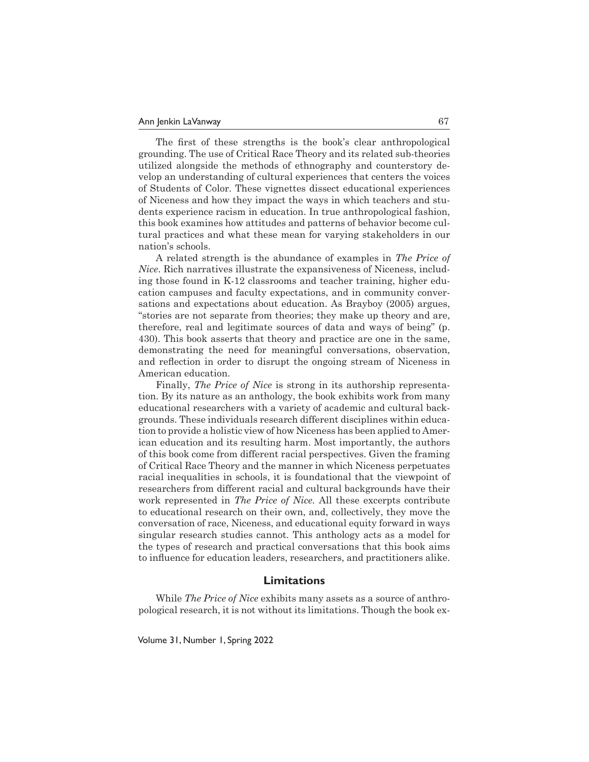The first of these strengths is the book's clear anthropological grounding. The use of Critical Race Theory and its related sub-theories utilized alongside the methods of ethnography and counterstory develop an understanding of cultural experiences that centers the voices of Students of Color. These vignettes dissect educational experiences of Niceness and how they impact the ways in which teachers and students experience racism in education. In true anthropological fashion, this book examines how attitudes and patterns of behavior become cultural practices and what these mean for varying stakeholders in our nation's schools.

A related strength is the abundance of examples in *The Price of Nice*. Rich narratives illustrate the expansiveness of Niceness, including those found in K-12 classrooms and teacher training, higher education campuses and faculty expectations, and in community conversations and expectations about education. As Brayboy (2005) argues, "stories are not separate from theories; they make up theory and are, therefore, real and legitimate sources of data and ways of being" (p. 430). This book asserts that theory and practice are one in the same, demonstrating the need for meaningful conversations, observation, and reflection in order to disrupt the ongoing stream of Niceness in American education.

Finally, *The Price of Nice* is strong in its authorship representation. By its nature as an anthology, the book exhibits work from many educational researchers with a variety of academic and cultural backgrounds. These individuals research different disciplines within education to provide a holistic view of how Niceness has been applied to American education and its resulting harm. Most importantly, the authors of this book come from different racial perspectives. Given the framing of Critical Race Theory and the manner in which Niceness perpetuates racial inequalities in schools, it is foundational that the viewpoint of researchers from different racial and cultural backgrounds have their work represented in *The Price of Nice.* All these excerpts contribute to educational research on their own, and, collectively, they move the conversation of race, Niceness, and educational equity forward in ways singular research studies cannot. This anthology acts as a model for the types of research and practical conversations that this book aims to influence for education leaders, researchers, and practitioners alike.

## Limitations

While *The Price of Nice* exhibits many assets as a source of anthropological research, it is not without its limitations. Though the book ex-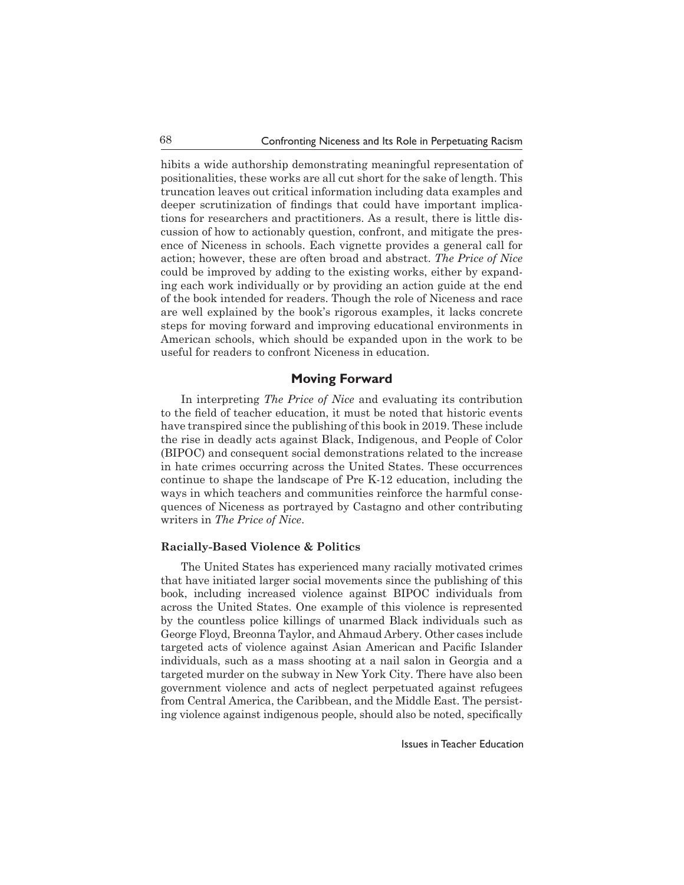hibits a wide authorship demonstrating meaningful representation of positionalities, these works are all cut short for the sake of length. This truncation leaves out critical information including data examples and deeper scrutinization of findings that could have important implications for researchers and practitioners. As a result, there is little discussion of how to actionably question, confront, and mitigate the presence of Niceness in schools. Each vignette provides a general call for action; however, these are often broad and abstract. *The Price of Nice* could be improved by adding to the existing works, either by expanding each work individually or by providing an action guide at the end of the book intended for readers. Though the role of Niceness and race are well explained by the book's rigorous examples, it lacks concrete steps for moving forward and improving educational environments in American schools, which should be expanded upon in the work to be useful for readers to confront Niceness in education.

## Moving Forward

In interpreting *The Price of Nice* and evaluating its contribution to the field of teacher education, it must be noted that historic events have transpired since the publishing of this book in 2019. These include the rise in deadly acts against Black, Indigenous, and People of Color (BIPOC) and consequent social demonstrations related to the increase in hate crimes occurring across the United States. These occurrences continue to shape the landscape of Pre K-12 education, including the ways in which teachers and communities reinforce the harmful consequences of Niceness as portrayed by Castagno and other contributing writers in *The Price of Nice*.

### Racially-Based Violence & Politics

The United States has experienced many racially motivated crimes that have initiated larger social movements since the publishing of this book, including increased violence against BIPOC individuals from across the United States. One example of this violence is represented by the countless police killings of unarmed Black individuals such as George Floyd, Breonna Taylor, and Ahmaud Arbery. Other cases include targeted acts of violence against Asian American and Pacific Islander individuals, such as a mass shooting at a nail salon in Georgia and a targeted murder on the subway in New York City. There have also been government violence and acts of neglect perpetuated against refugees from Central America, the Caribbean, and the Middle East. The persisting violence against indigenous people, should also be noted, specifically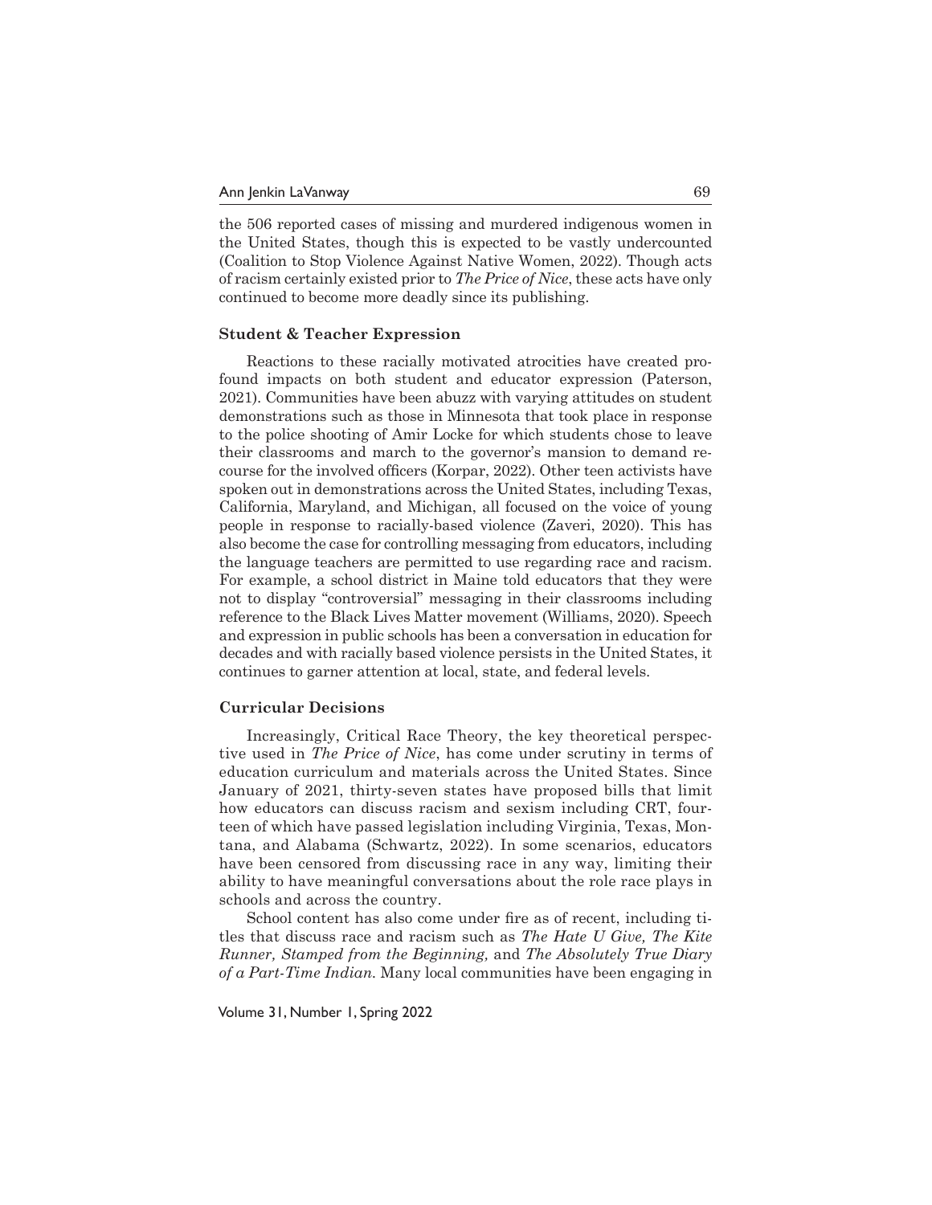the 506 reported cases of missing and murdered indigenous women in the United States, though this is expected to be vastly undercounted (Coalition to Stop Violence Against Native Women, 2022). Though acts of racism certainly existed prior to *The Price of Nice*, these acts have only continued to become more deadly since its publishing.

### Student & Teacher Expression

Reactions to these racially motivated atrocities have created profound impacts on both student and educator expression (Paterson, 2021). Communities have been abuzz with varying attitudes on student demonstrations such as those in Minnesota that took place in response to the police shooting of Amir Locke for which students chose to leave their classrooms and march to the governor's mansion to demand recourse for the involved officers (Korpar, 2022). Other teen activists have spoken out in demonstrations across the United States, including Texas, California, Maryland, and Michigan, all focused on the voice of young people in response to racially-based violence (Zaveri, 2020). This has also become the case for controlling messaging from educators, including the language teachers are permitted to use regarding race and racism. For example, a school district in Maine told educators that they were not to display "controversial" messaging in their classrooms including reference to the Black Lives Matter movement (Williams, 2020). Speech and expression in public schools has been a conversation in education for decades and with racially based violence persists in the United States, it continues to garner attention at local, state, and federal levels.

### Curricular Decisions

Increasingly, Critical Race Theory, the key theoretical perspective used in *The Price of Nice*, has come under scrutiny in terms of education curriculum and materials across the United States. Since January of 2021, thirty-seven states have proposed bills that limit how educators can discuss racism and sexism including CRT, fourteen of which have passed legislation including Virginia, Texas, Montana, and Alabama (Schwartz, 2022). In some scenarios, educators have been censored from discussing race in any way, limiting their ability to have meaningful conversations about the role race plays in schools and across the country.

School content has also come under fire as of recent, including titles that discuss race and racism such as *The Hate U Give, The Kite Runner, Stamped from the Beginning,* and *The Absolutely True Diary of a Part-Time Indian.* Many local communities have been engaging in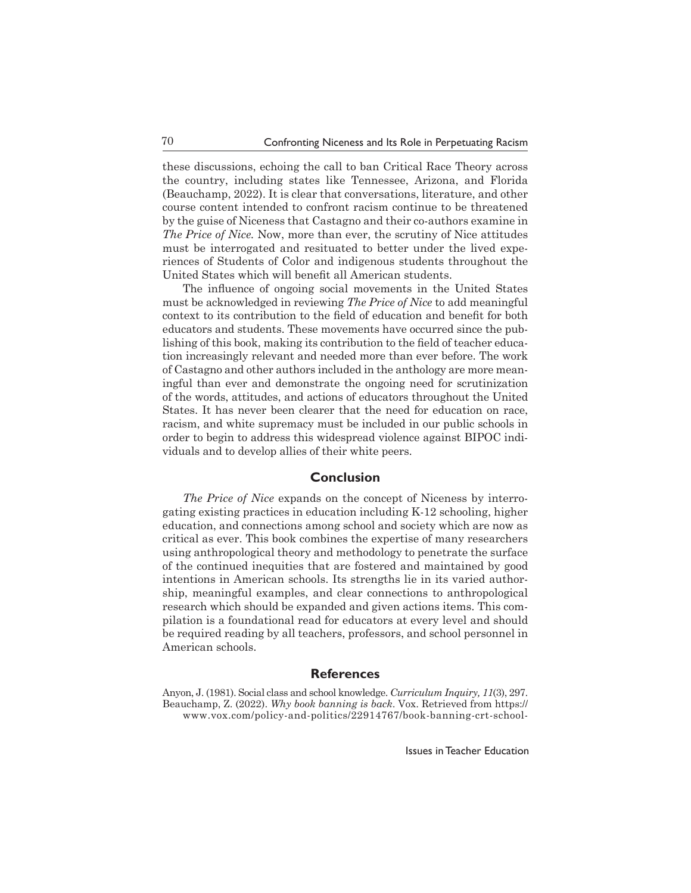these discussions, echoing the call to ban Critical Race Theory across the country, including states like Tennessee, Arizona, and Florida (Beauchamp, 2022). It is clear that conversations, literature, and other course content intended to confront racism continue to be threatened by the guise of Niceness that Castagno and their co-authors examine in *The Price of Nice.* Now, more than ever, the scrutiny of Nice attitudes must be interrogated and resituated to better under the lived experiences of Students of Color and indigenous students throughout the United States which will benefit all American students.

The influence of ongoing social movements in the United States must be acknowledged in reviewing *The Price of Nice* to add meaningful context to its contribution to the field of education and benefit for both educators and students. These movements have occurred since the publishing of this book, making its contribution to the field of teacher education increasingly relevant and needed more than ever before. The work of Castagno and other authors included in the anthology are more meaningful than ever and demonstrate the ongoing need for scrutinization of the words, attitudes, and actions of educators throughout the United States. It has never been clearer that the need for education on race, racism, and white supremacy must be included in our public schools in order to begin to address this widespread violence against BIPOC individuals and to develop allies of their white peers.

## Conclusion

*The Price of Nice* expands on the concept of Niceness by interrogating existing practices in education including K-12 schooling, higher education, and connections among school and society which are now as critical as ever. This book combines the expertise of many researchers using anthropological theory and methodology to penetrate the surface of the continued inequities that are fostered and maintained by good intentions in American schools. Its strengths lie in its varied authorship, meaningful examples, and clear connections to anthropological research which should be expanded and given actions items. This compilation is a foundational read for educators at every level and should be required reading by all teachers, professors, and school personnel in American schools.

## References

Anyon, J. (1981). Social class and school knowledge. *Curriculum Inquiry, 11*(3), 297.

Beauchamp, Z. (2022). *Why book banning is back*. Vox. Retrieved from https://www.vox.com/policy-and-politics/22914767/book-banning-crt-school-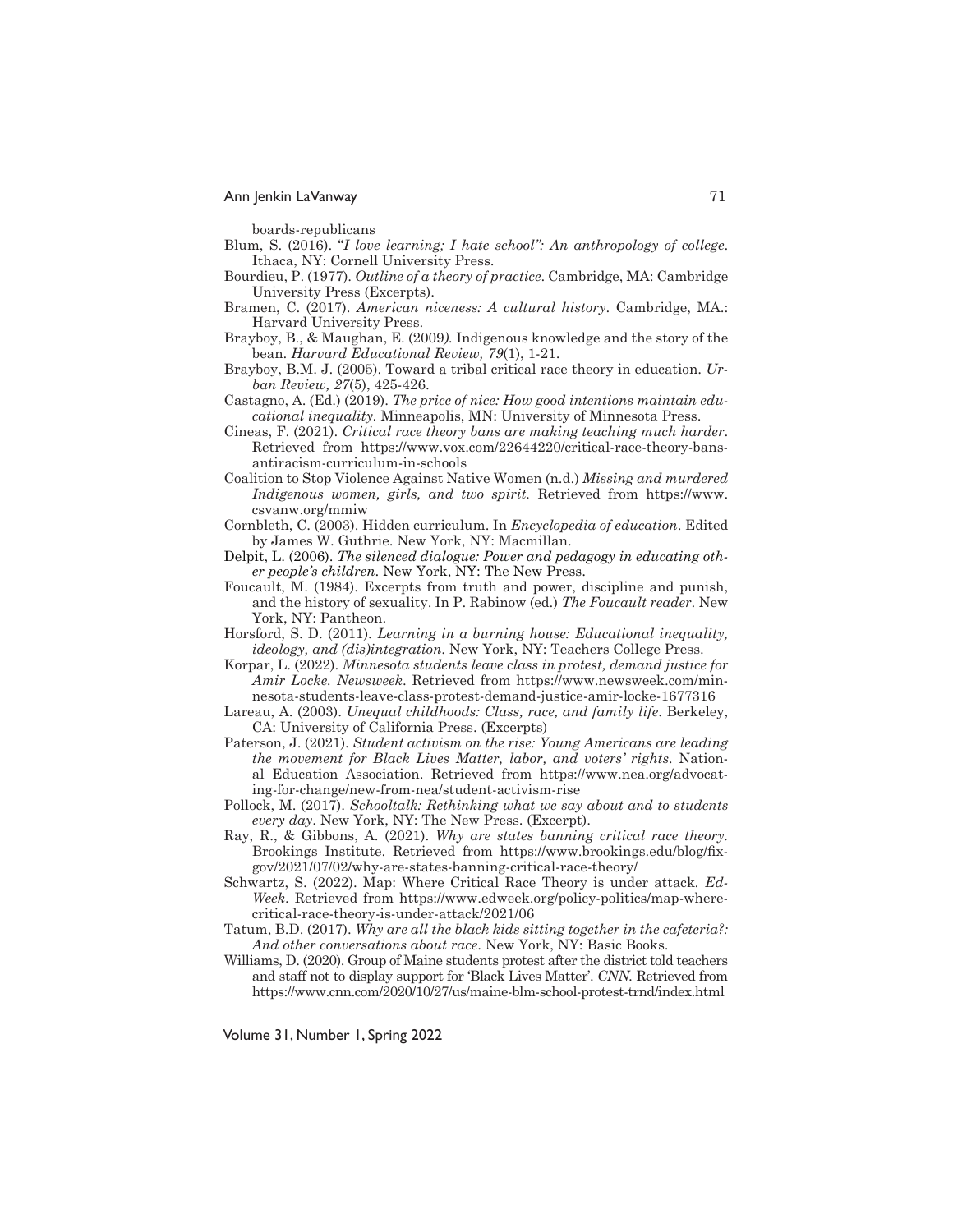boards-republicans

Blum, S. (2016). "*I love learning; I hate school": An anthropology of college*. Ithaca, NY: Cornell University Press.

Bourdieu, P. (1977). *Outline of a theory of practice*. Cambridge, MA: Cambridge University Press (Excerpts).

Bramen, C. (2017). *American niceness: A cultural history*. Cambridge, MA.: Harvard University Press.

Brayboy, B., & Maughan, E. (2009). Indigenous knowledge and the story of the bean. *Harvard Educational Review, 79*(1), 1-21.

Brayboy, B.M. J. (2005). Toward a tribal critical race theory in education. *Urban Review, 27*(5), 425-426.

Castagno, A. (Ed.) (2019). *The price of nice: How good intentions maintain educational inequality*. Minneapolis, MN: University of Minnesota Press.

Cineas, F. (2021). *Critical race theory bans are making teaching much harder*. Retrieved from https://www.vox.com/22644220/critical-race-theory-bans-antiracism-curriculum-in-schools

Coalition to Stop Violence Against Native Women (n.d.) *Missing and murdered Indigenous women, girls, and two spirit*. Retrieved from https://www.csvanw.org/mmiw

Cornbleth, C. (2003). Hidden curriculum. In *Encyclopedia of education*. Edited by James W. Guthrie. New York, NY: Macmillan.

Delpit, L. (2006). *The silenced dialogue: Power and pedagogy in educating other people's children*. New York, NY: The New Press.

Foucault, M. (1984). Excerpts from truth and power, discipline and punish, and the history of sexuality. In P. Rabinow (ed.) *The Foucault reader*. New York, NY: Pantheon.

Horsford, S. D. (2011). *Learning in a burning house: Educational inequality, ideology, and (dis)integration*. New York, NY: Teachers College Press.

Korpar, L. (2022). *Minnesota students leave class in protest, demand justice for Amir Locke. Newsweek*. Retrieved from https://www.newsweek.com/minnesota-students-leave-class-protest-demand-justice-amir-locke-1677316

Lareau, A. (2003). *Unequal childhoods: Class, race, and family life*. Berkeley, CA: University of California Press. (Excerpts)

Paterson, J. (2021). *Student activism on the rise: Young Americans are leading the movement for Black Lives Matter, labor, and voters' rights*. National Education Association. Retrieved from https://www.nea.org/advocating-for-change/new-from-nea/student-activism-rise

Pollock, M. (2017). *Schooltalk: Rethinking what we say about and to students every day*. New York, NY: The New Press. (Excerpt).

Ray, R., & Gibbons, A. (2021). *Why are states banning critical race theory*. Brookings Institute. Retrieved from https://www.brookings.edu/blog/fixgov/2021/07/02/why-are-states-banning-critical-race-theory/

Schwartz, S. (2022). Map: Where Critical Race Theory is under attack. *EdWeek*. Retrieved from https://www.edweek.org/policy-politics/map-where-critical-race-theory-is-under-attack/2021/06

Tatum, B.D. (2017). *Why are all the black kids sitting together in the cafeteria?: And other conversations about race*. New York, NY: Basic Books.

Williams, D. (2020). Group of Maine students protest after the district told teachers and staff not to display support for 'Black Lives Matter'. *CNN*. Retrieved from https://www.cnn.com/2020/10/27/us/maine-blm-school-protest-trnd/index.html